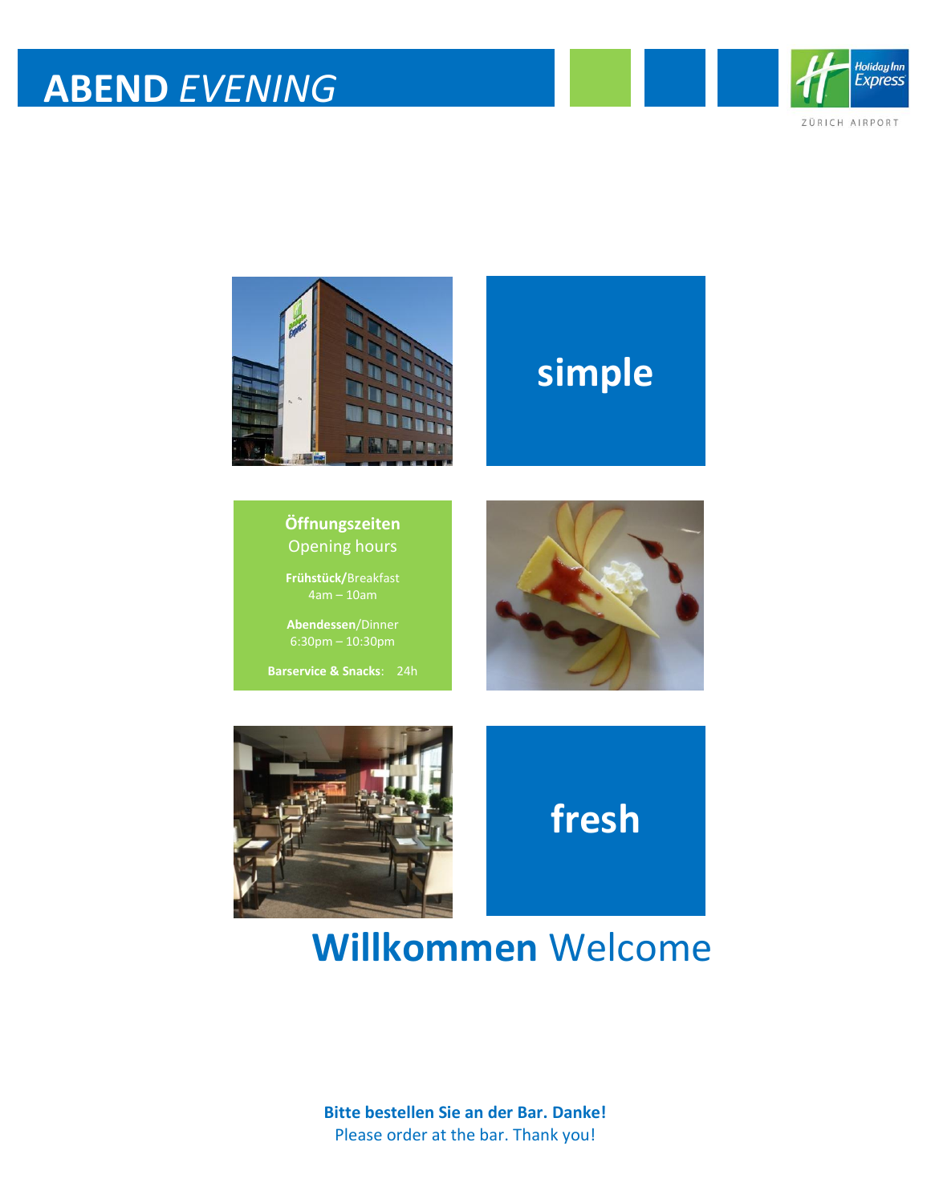# **ABEND** *EVENING*

ZÜRICH AIRPORT

**simple**

**Öffnungszeiten**
Opening hours

**Frühstück/**Breakfast
4am – 10am

**Abendessen**/Dinner
6:30pm – 10:30pm

**Barservice & Snacks**: 24h

**fresh**

## **Willkommen** Welcome

**Bitte bestellen Sie an der Bar. Danke!**
Please order at the bar. Thank you!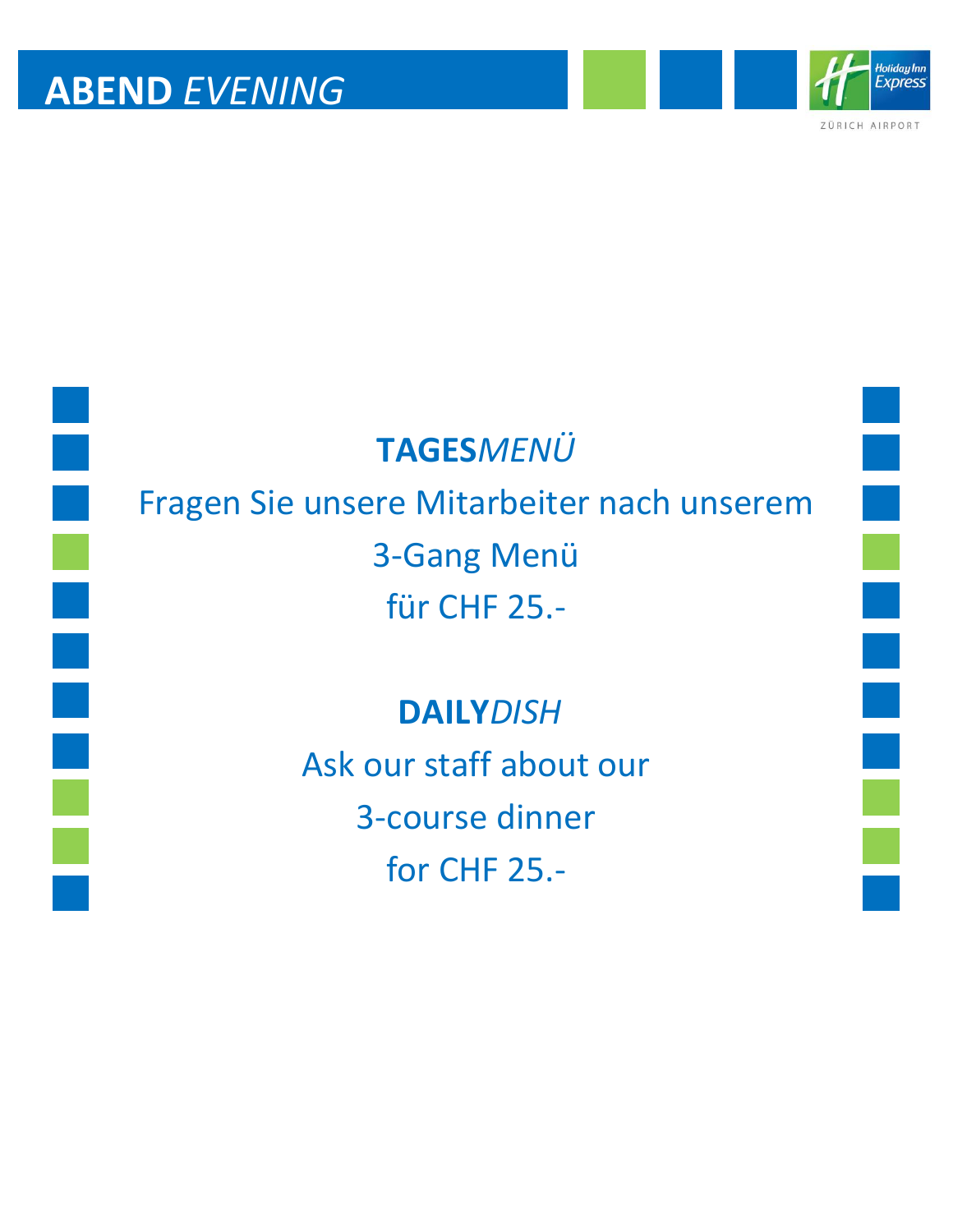# **ABEND** *EVENING*

## **TAGES***MENÜ*

Fragen Sie unsere Mitarbeiter nach unserem
3-Gang Menü
für CHF 25.-

## **DAILY***DISH*

Ask our staff about our
3-course dinner
for CHF 25.-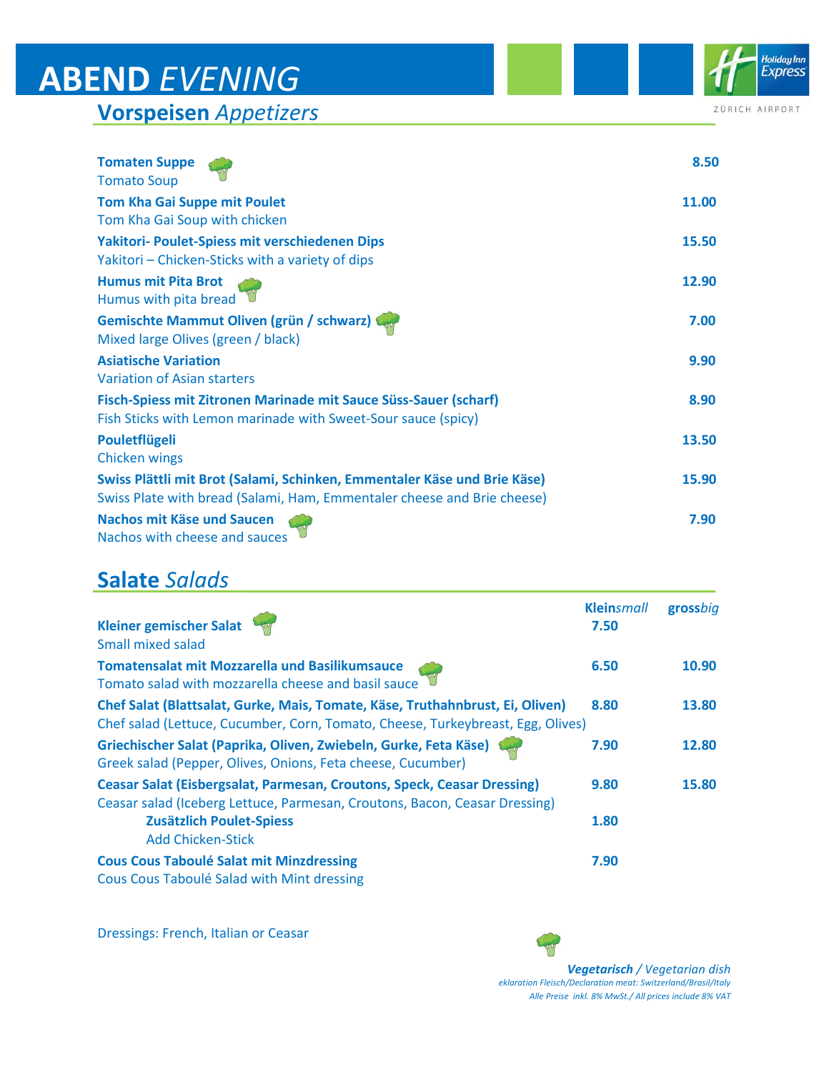# **ABEND** *EVENING*

## **Vorspeisen** *Appetizers*

| | |
|---|---|
| **Tomaten Suppe**<br>Tomato Soup | **8.50** |
| **Tom Kha Gai Suppe mit Poulet**<br>Tom Kha Gai Soup with chicken | **11.00** |
| **Yakitori- Poulet-Spiess mit verschiedenen Dips**<br>Yakitori – Chicken-Sticks with a variety of dips | **15.50** |
| **Humus mit Pita Brot**<br>Humus with pita bread | **12.90** |
| **Gemischte Mammut Oliven (grün / schwarz)**<br>Mixed large Olives (green / black) | **7.00** |
| **Asiatische Variation**<br>Variation of Asian starters | **9.90** |
| **Fisch-Spiess mit Zitronen Marinade mit Sauce Süss-Sauer (scharf)**<br>Fish Sticks with Lemon marinade with Sweet-Sour sauce (spicy) | **8.90** |
| **Pouletflügeli**<br>Chicken wings | **13.50** |
| **Swiss Plättli mit Brot (Salami, Schinken, Emmentaler Käse und Brie Käse)**<br>Swiss Plate with bread (Salami, Ham, Emmentaler cheese and Brie cheese) | **15.90** |
| **Nachos mit Käse und Saucen**<br>Nachos with cheese and sauces | **7.90** |

## **Salate** *Salads*

| | **Klein***small* | **gross***big* |
|---|---|---|
| **Kleiner gemischer Salat**<br>Small mixed salad | **7.50** | |
| **Tomatensalat mit Mozzarella und Basilikumsauce**<br>Tomato salad with mozzarella cheese and basil sauce | **6.50** | **10.90** |
| **Chef Salat (Blattsalat, Gurke, Mais, Tomate, Käse, Truthahnbrust, Ei, Oliven)**<br>Chef salad (Lettuce, Cucumber, Corn, Tomato, Cheese, Turkeybreast, Egg, Olives) | **8.80** | **13.80** |
| **Griechischer Salat (Paprika, Oliven, Zwiebeln, Gurke, Feta Käse)**<br>Greek salad (Pepper, Olives, Onions, Feta cheese, Cucumber) | **7.90** | **12.80** |
| **Ceasar Salat (Eisbergsalat, Parmesan, Croutons, Speck, Ceasar Dressing)**<br>Ceasar salad (Iceberg Lettuce, Parmesan, Croutons, Bacon, Ceasar Dressing) | **9.80** | **15.80** |
| **Zusätzlich Poulet-Spiess**<br>Add Chicken-Stick | **1.80** | |
| **Cous Cous Taboulé Salat mit Minzdressing**<br>Cous Cous Taboulé Salad with Mint dressing | **7.90** | |

Dressings: French, Italian or Ceasar

***Vegetarisch*** */ Vegetarian dish*

*eklaration Fleisch/Declaration meat: Switzerland/Brasil/Italy*

*Alle Preise inkl. 8% MwSt./ All prices include 8% VAT*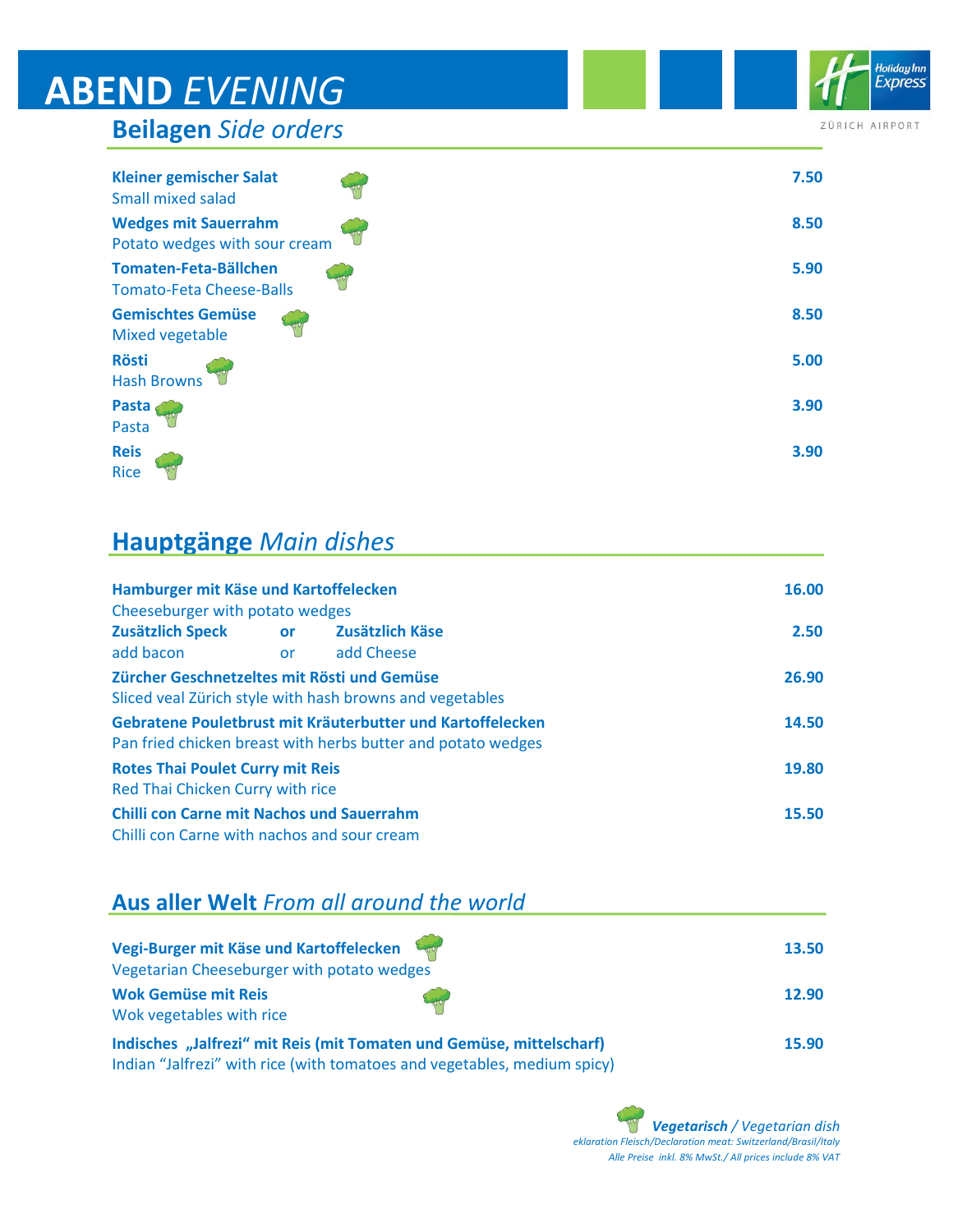# ABEND *EVENING*

ZÜRICH AIRPORT

## Beilagen *Side orders*

| | |
|---|---|
| **Kleiner gemischer Salat** 🥦<br>Small mixed salad | **7.50** |
| **Wedges mit Sauerrahm** 🥦<br>Potato wedges with sour cream | **8.50** |
| **Tomaten-Feta-Bällchen** 🥦<br>Tomato-Feta Cheese-Balls | **5.90** |
| **Gemischtes Gemüse** 🥦<br>Mixed vegetable | **8.50** |
| **Rösti** 🥦<br>Hash Browns | **5.00** |
| **Pasta** 🥦<br>Pasta | **3.90** |
| **Reis** 🥦<br>Rice | **3.90** |

## Hauptgänge *Main dishes*

| | |
|---|---|
| **Hamburger mit Käse und Kartoffelecken**<br>Cheeseburger with potato wedges | **16.00** |
| **Zusätzlich Speck** **or** **Zusätzlich Käse**<br>add bacon or add Cheese | **2.50** |
| **Zürcher Geschnetzeltes mit Rösti und Gemüse**<br>Sliced veal Zürich style with hash browns and vegetables | **26.90** |
| **Gebratene Pouletbrust mit Kräuterbutter und Kartoffelecken**<br>Pan fried chicken breast with herbs butter and potato wedges | **14.50** |
| **Rotes Thai Poulet Curry mit Reis**<br>Red Thai Chicken Curry with rice | **19.80** |
| **Chilli con Carne mit Nachos und Sauerrahm**<br>Chilli con Carne with nachos and sour cream | **15.50** |

## Aus aller Welt *From all around the world*

| | |
|---|---|
| **Vegi-Burger mit Käse und Kartoffelecken** 🥦<br>Vegetarian Cheeseburger with potato wedges | **13.50** |
| **Wok Gemüse mit Reis** 🥦<br>Wok vegetables with rice | **12.90** |
| **Indisches „Jalfrezi" mit Reis (mit Tomaten und Gemüse, mittelscharf)**<br>Indian "Jalfrezi" with rice (with tomatoes and vegetables, medium spicy) | **15.90** |

🥦 ***Vegetarisch*** */ Vegetarian dish*

*eklaration Fleisch/Declaration meat: Switzerland/Brasil/Italy*

*Alle Preise inkl. 8% MwSt./ All prices include 8% VAT*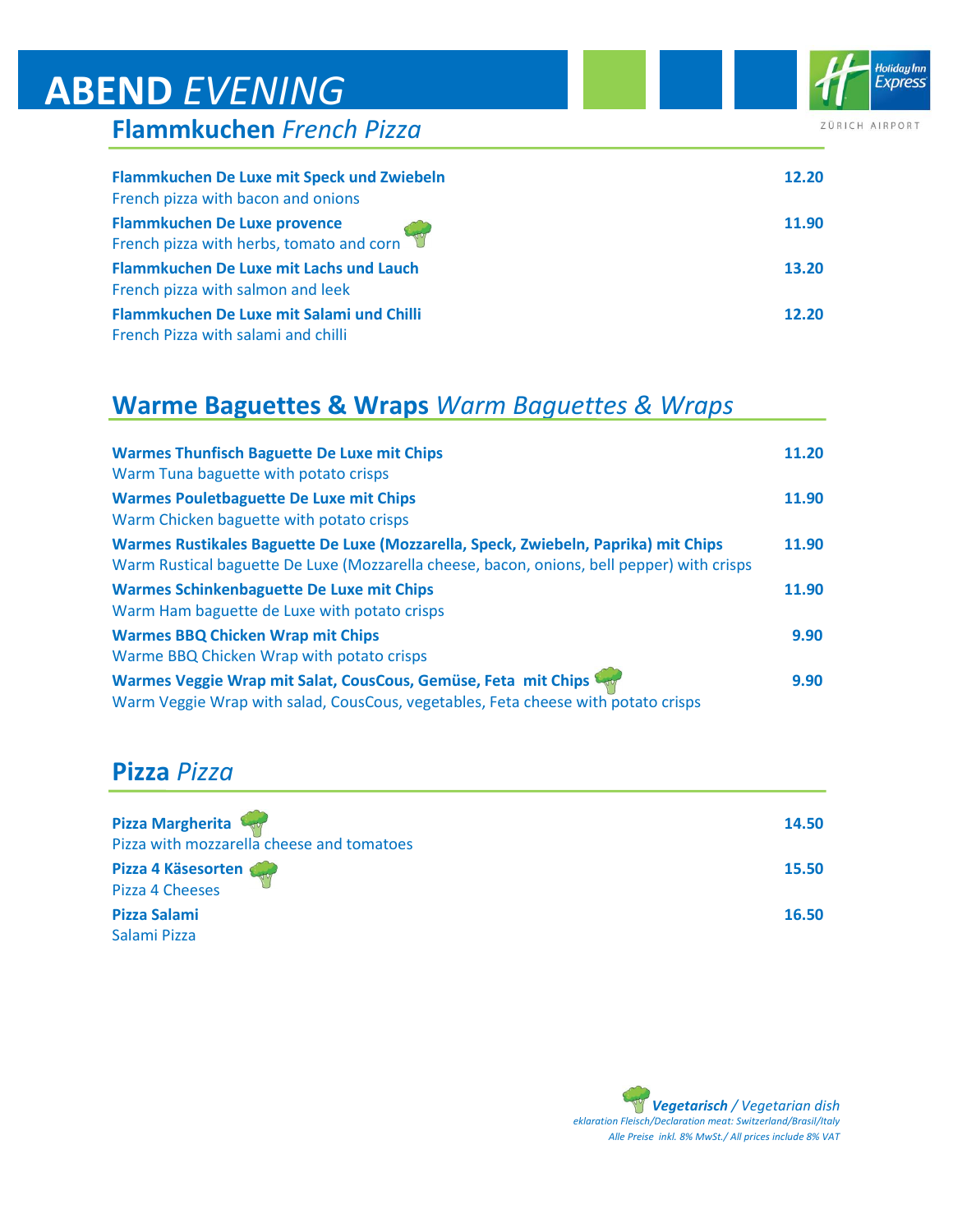# ABEND *EVENING*

ZÜRICH AIRPORT

## Flammkuchen *French Pizza*

| | |
|---|---|
| **Flammkuchen De Luxe mit Speck und Zwiebeln**<br>French pizza with bacon and onions | 12.20 |
| **Flammkuchen De Luxe provence** (Vegetarisch)<br>French pizza with herbs, tomato and corn | 11.90 |
| **Flammkuchen De Luxe mit Lachs und Lauch**<br>French pizza with salmon and leek | 13.20 |
| **Flammkuchen De Luxe mit Salami und Chilli**<br>French Pizza with salami and chilli | 12.20 |

## Warme Baguettes & Wraps *Warm Baguettes & Wraps*

| | |
|---|---|
| **Warmes Thunfisch Baguette De Luxe mit Chips**<br>Warm Tuna baguette with potato crisps | 11.20 |
| **Warmes Pouletbaguette De Luxe mit Chips**<br>Warm Chicken baguette with potato crisps | 11.90 |
| **Warmes Rustikales Baguette De Luxe (Mozzarella, Speck, Zwiebeln, Paprika) mit Chips**<br>Warm Rustical baguette De Luxe (Mozzarella cheese, bacon, onions, bell pepper) with crisps | 11.90 |
| **Warmes Schinkenbaguette De Luxe mit Chips**<br>Warm Ham baguette de Luxe with potato crisps | 11.90 |
| **Warmes BBQ Chicken Wrap mit Chips**<br>Warme BBQ Chicken Wrap with potato crisps | 9.90 |
| **Warmes Veggie Wrap mit Salat, CousCous, Gemüse, Feta mit Chips** (Vegetarisch)<br>Warm Veggie Wrap with salad, CousCous, vegetables, Feta cheese with potato crisps | 9.90 |

## Pizza *Pizza*

| | |
|---|---|
| **Pizza Margherita** (Vegetarisch)<br>Pizza with mozzarella cheese and tomatoes | 14.50 |
| **Pizza 4 Käsesorten** (Vegetarisch)<br>Pizza 4 Cheeses | 15.50 |
| **Pizza Salami**<br>Salami Pizza | 16.50 |

***Vegetarisch*** */ Vegetarian dish*

*eklaration Fleisch/Declaration meat: Switzerland/Brasil/Italy*

*Alle Preise inkl. 8% MwSt./ All prices include 8% VAT*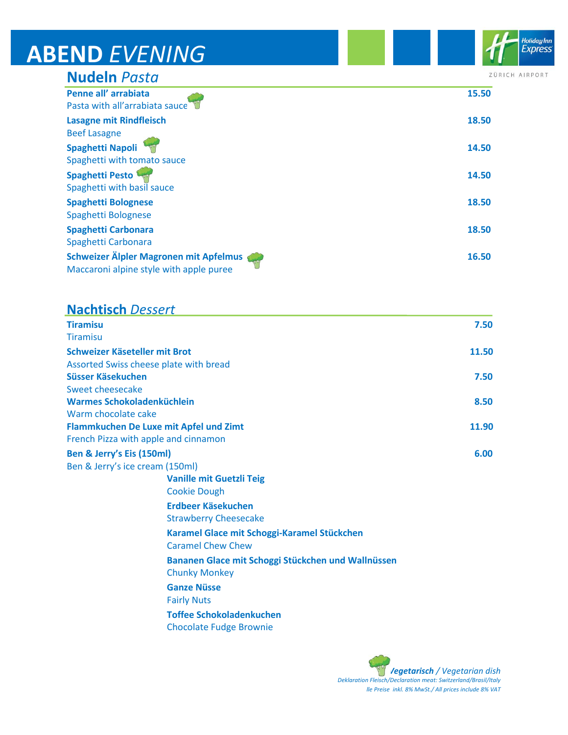# ABEND *EVENING*

ZÜRICH AIRPORT

## Nudeln *Pasta*

| | |
|---|---|
| **Penne all' arrabiata** 🥦<br>Pasta with all'arrabiata sauce | **15.50** |
| **Lasagne mit Rindfleisch**<br>Beef Lasagne | **18.50** |
| **Spaghetti Napoli** 🥦<br>Spaghetti with tomato sauce | **14.50** |
| **Spaghetti Pesto** 🥦<br>Spaghetti with basil sauce | **14.50** |
| **Spaghetti Bolognese**<br>Spaghetti Bolognese | **18.50** |
| **Spaghetti Carbonara**<br>Spaghetti Carbonara | **18.50** |
| **Schweizer Älpler Magronen mit Apfelmus** 🥦<br>Maccaroni alpine style with apple puree | **16.50** |

## Nachtisch *Dessert*

| | |
|---|---|
| **Tiramisu**<br>Tiramisu | **7.50** |
| **Schweizer Käseteller mit Brot**<br>Assorted Swiss cheese plate with bread | **11.50** |
| **Süsser Käsekuchen**<br>Sweet cheesecake | **7.50** |
| **Warmes Schokoladenküchlein**<br>Warm chocolate cake | **8.50** |
| **Flammkuchen De Luxe mit Apfel und Zimt**<br>French Pizza with apple and cinnamon | **11.90** |
| **Ben & Jerry's Eis (150ml)**<br>Ben & Jerry's ice cream (150ml) | **6.00** |

- **Vanille mit Guetzli Teig**
  Cookie Dough
- **Erdbeer Käsekuchen**
  Strawberry Cheesecake
- **Karamel Glace mit Schoggi-Karamel Stückchen**
  Caramel Chew Chew
- **Bananen Glace mit Schoggi Stückchen und Wallnüssen**
  Chunky Monkey
- **Ganze Nüsse**
  Fairly Nuts
- **Toffee Schokoladenkuchen**
  Chocolate Fudge Brownie

🥦 ***/egetarisch** / Vegetarian dish*

*Deklaration Fleisch/Declaration meat: Switzerland/Brasil/Italy*

*lle Preise inkl. 8% MwSt./ All prices include 8% VAT*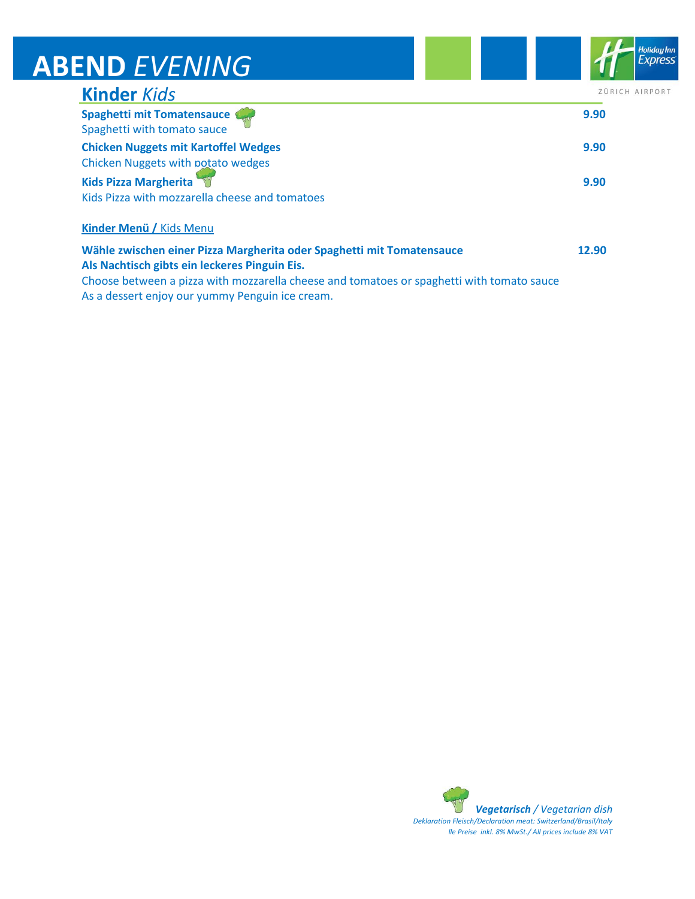# ABEND *EVENING*

ZÜRICH AIRPORT

## Kinder *Kids*

| | |
|---|---|
| **Spaghetti mit Tomatensauce** <br> Spaghetti with tomato sauce | **9.90** |
| **Chicken Nuggets mit Kartoffel Wedges** <br> Chicken Nuggets with potato wedges | **9.90** |
| **Kids Pizza Margherita** <br> Kids Pizza with mozzarella cheese and tomatoes | **9.90** |

**Kinder Menü /** Kids Menu

**Wähle zwischen einer Pizza Margherita oder Spaghetti mit Tomatensauce** **12.90**
**Als Nachtisch gibts ein leckeres Pinguin Eis.**
Choose between a pizza with mozzarella cheese and tomatoes or spaghetti with tomato sauce
As a dessert enjoy our yummy Penguin ice cream.

***Vegetarisch*** */ Vegetarian dish*
*Deklaration Fleisch/Declaration meat: Switzerland/Brasil/Italy*
*lle Preise inkl. 8% MwSt./ All prices include 8% VAT*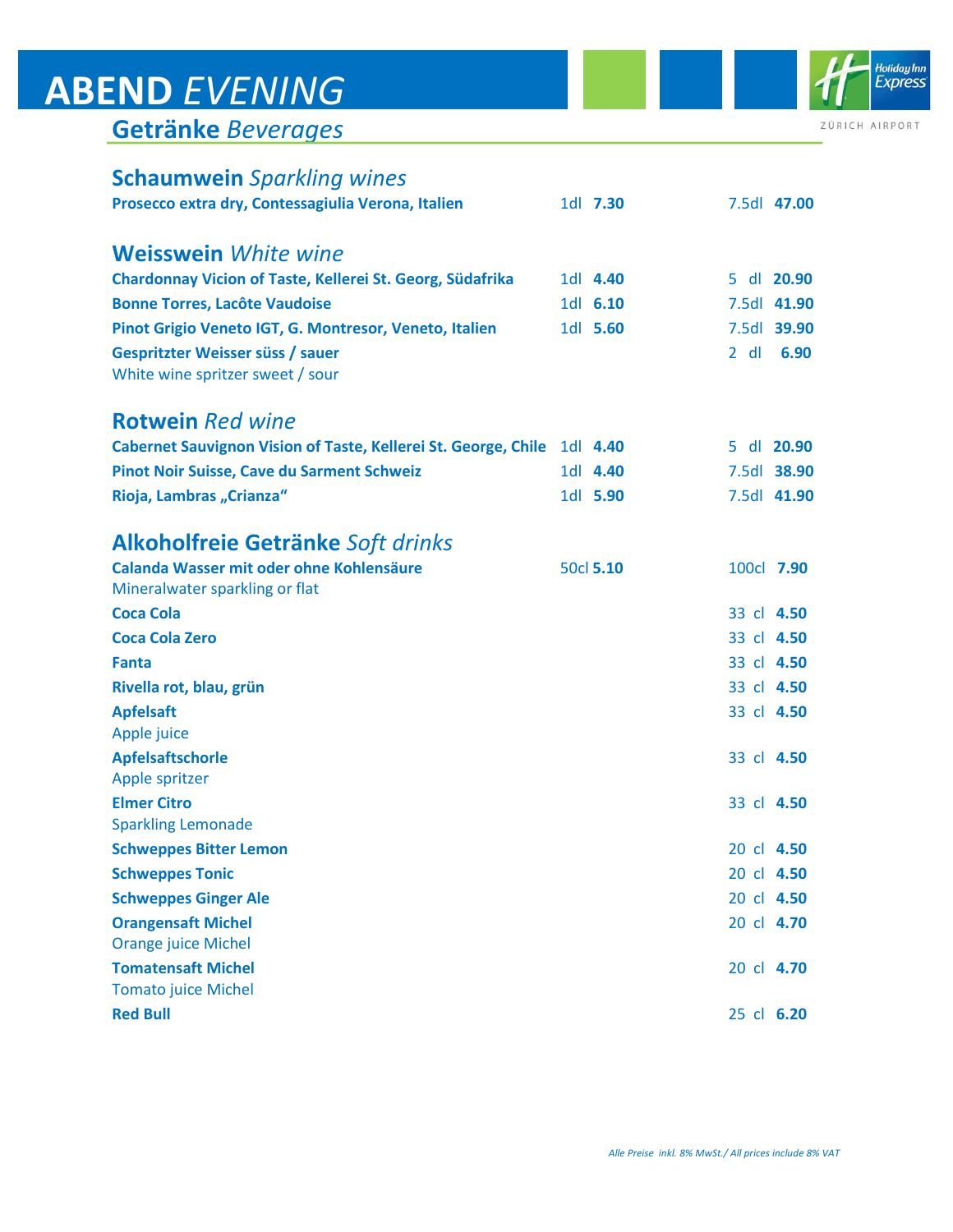# **ABEND** *EVENING*

## **Getränke** *Beverages*

ZÜRICH AIRPORT

### **Schaumwein** *Sparkling wines*

| | | |
|---|---|---|
| **Prosecco extra dry, Contessagiulia Verona, Italien** | 1dl **7.30** | 7.5dl **47.00** |

### **Weisswein** *White wine*

| | | |
|---|---|---|
| **Chardonnay Vicion of Taste, Kellerei St. Georg, Südafrika** | 1dl **4.40** | 5 dl **20.90** |
| **Bonne Torres, Lacôte Vaudoise** | 1dl **6.10** | 7.5dl **41.90** |
| **Pinot Grigio Veneto IGT, G. Montresor, Veneto, Italien** | 1dl **5.60** | 7.5dl **39.90** |
| **Gespritzter Weisser süss / sauer**<br>White wine spritzer sweet / sour | | 2 dl **6.90** |

### **Rotwein** *Red wine*

| | | |
|---|---|---|
| **Cabernet Sauvignon Vision of Taste, Kellerei St. George, Chile** | 1dl **4.40** | 5 dl **20.90** |
| **Pinot Noir Suisse, Cave du Sarment Schweiz** | 1dl **4.40** | 7.5dl **38.90** |
| **Rioja, Lambras „Crianza"** | 1dl **5.90** | 7.5dl **41.90** |

### **Alkoholfreie Getränke** *Soft drinks*

| | | |
|---|---|---|
| **Calanda Wasser mit oder ohne Kohlensäure**<br>Mineralwater sparkling or flat | 50cl **5.10** | 100cl **7.90** |
| **Coca Cola** | | 33 cl **4.50** |
| **Coca Cola Zero** | | 33 cl **4.50** |
| **Fanta** | | 33 cl **4.50** |
| **Rivella rot, blau, grün** | | 33 cl **4.50** |
| **Apfelsaft**<br>Apple juice | | 33 cl **4.50** |
| **Apfelsaftschorle**<br>Apple spritzer | | 33 cl **4.50** |
| **Elmer Citro**<br>Sparkling Lemonade | | 33 cl **4.50** |
| **Schweppes Bitter Lemon** | | 20 cl **4.50** |
| **Schweppes Tonic** | | 20 cl **4.50** |
| **Schweppes Ginger Ale** | | 20 cl **4.50** |
| **Orangensaft Michel**<br>Orange juice Michel | | 20 cl **4.70** |
| **Tomatensaft Michel**<br>Tomato juice Michel | | 20 cl **4.70** |
| **Red Bull** | | 25 cl **6.20** |

*Alle Preise inkl. 8% MwSt./ All prices include 8% VAT*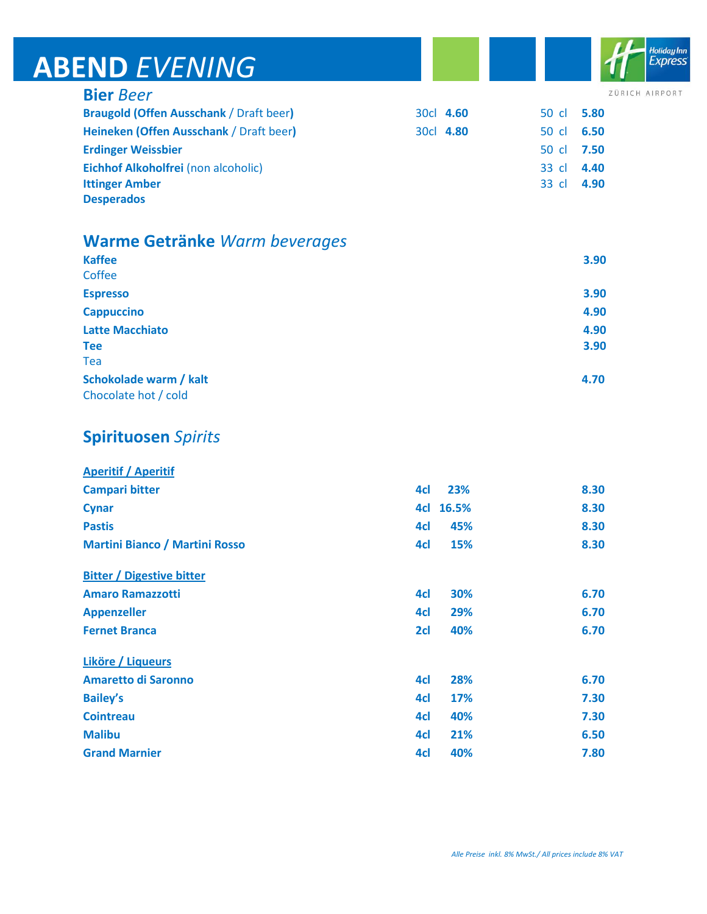# ABEND *EVENING*

ZÜRICH AIRPORT

## Bier *Beer*

| | | | | |
|---|---|---|---|---|
| **Braugold (Offen Ausschank** / Draft beer**)** | 30cl | **4.60** | 50 cl | **5.80** |
| **Heineken (Offen Ausschank** / Draft beer**)** | 30cl | **4.80** | 50 cl | **6.50** |
| **Erdinger Weissbier** | | | 50 cl | **7.50** |
| **Eichhof Alkoholfrei** (non alcoholic) | | | 33 cl | **4.40** |
| **Ittinger Amber** | | | 33 cl | **4.90** |
| **Desperados** | | | | |

## Warme Getränke *Warm beverages*

| | |
|---|---|
| **Kaffee**<br>Coffee | **3.90** |
| **Espresso** | **3.90** |
| **Cappuccino** | **4.90** |
| **Latte Macchiato** | **4.90** |
| **Tee**<br>Tea | **3.90** |
| **Schokolade warm / kalt**<br>Chocolate hot / cold | **4.70** |

## Spirituosen *Spirits*

| | | | |
|---|---|---|---|
| **Aperitif / Aperitif** | | | |
| **Campari bitter** | **4cl** | **23%** | **8.30** |
| **Cynar** | **4cl** | **16.5%** | **8.30** |
| **Pastis** | **4cl** | **45%** | **8.30** |
| **Martini Bianco / Martini Rosso** | **4cl** | **15%** | **8.30** |
| **Bitter / Digestive bitter** | | | |
| **Amaro Ramazzotti** | **4cl** | **30%** | **6.70** |
| **Appenzeller** | **4cl** | **29%** | **6.70** |
| **Fernet Branca** | **2cl** | **40%** | **6.70** |
| **Liköre / Liqueurs** | | | |
| **Amaretto di Saronno** | **4cl** | **28%** | **6.70** |
| **Bailey's** | **4cl** | **17%** | **7.30** |
| **Cointreau** | **4cl** | **40%** | **7.30** |
| **Malibu** | **4cl** | **21%** | **6.50** |
| **Grand Marnier** | **4cl** | **40%** | **7.80** |

*Alle Preise inkl. 8% MwSt./ All prices include 8% VAT*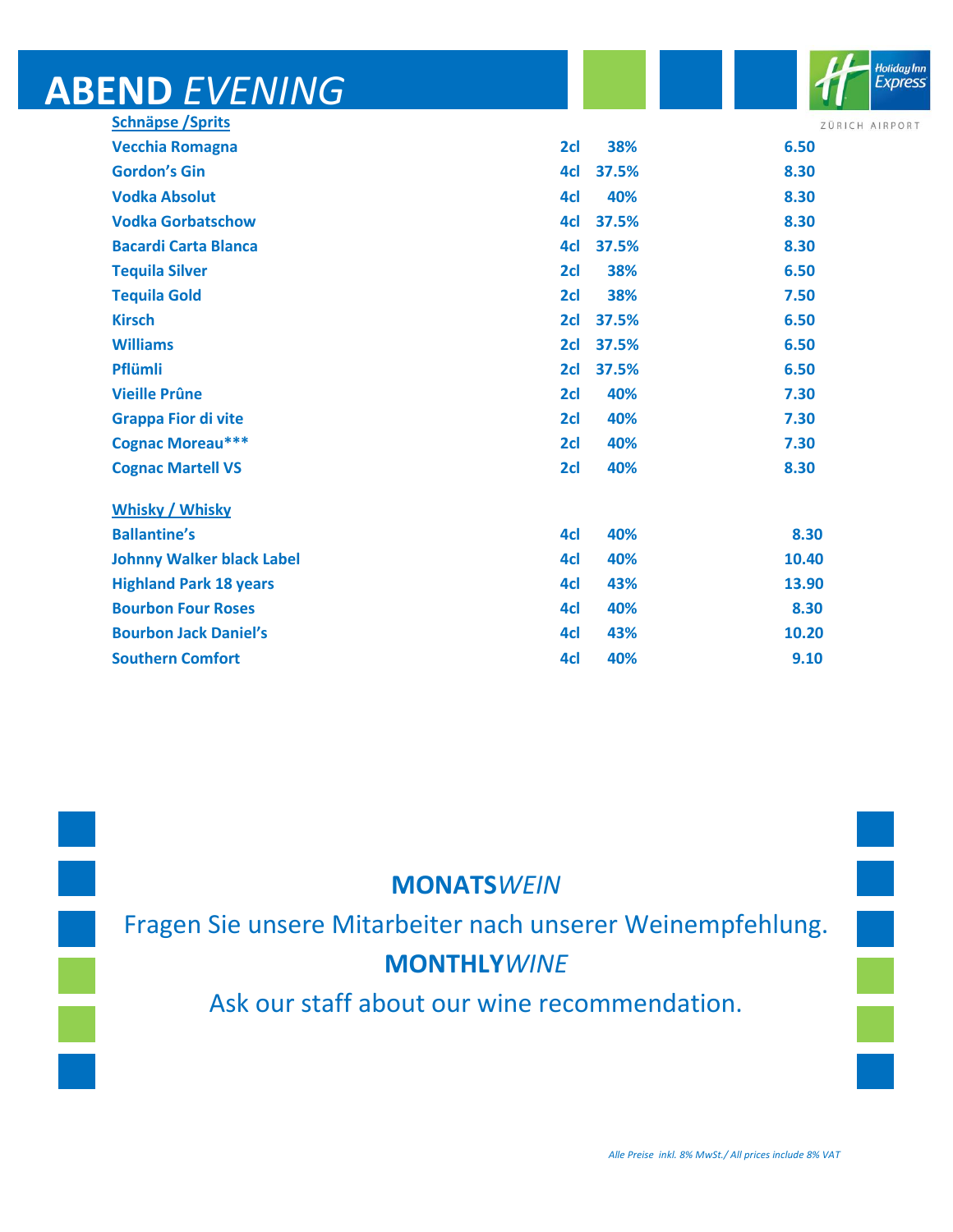# ABEND *EVENING*

ZÜRICH AIRPORT

| Schnäpse /Sprits | | | |
|---|---|---|---|
| Vecchia Romagna | 2cl | 38% | 6.50 |
| Gordon's Gin | 4cl | 37.5% | 8.30 |
| Vodka Absolut | 4cl | 40% | 8.30 |
| Vodka Gorbatschow | 4cl | 37.5% | 8.30 |
| Bacardi Carta Blanca | 4cl | 37.5% | 8.30 |
| Tequila Silver | 2cl | 38% | 6.50 |
| Tequila Gold | 2cl | 38% | 7.50 |
| Kirsch | 2cl | 37.5% | 6.50 |
| Williams | 2cl | 37.5% | 6.50 |
| Pflümli | 2cl | 37.5% | 6.50 |
| Vieille Prûne | 2cl | 40% | 7.30 |
| Grappa Fior di vite | 2cl | 40% | 7.30 |
| Cognac Moreau*** | 2cl | 40% | 7.30 |
| Cognac Martell VS | 2cl | 40% | 8.30 |

| Whisky / Whisky | | | |
|---|---|---|---|
| Ballantine's | 4cl | 40% | 8.30 |
| Johnny Walker black Label | 4cl | 40% | 10.40 |
| Highland Park 18 years | 4cl | 43% | 13.90 |
| Bourbon Four Roses | 4cl | 40% | 8.30 |
| Bourbon Jack Daniel's | 4cl | 43% | 10.20 |
| Southern Comfort | 4cl | 40% | 9.10 |

**MONATS***WEIN*

Fragen Sie unsere Mitarbeiter nach unserer Weinempfehlung.

**MONTHLY***WINE*

Ask our staff about our wine recommendation.

*Alle Preise inkl. 8% MwSt./ All prices include 8% VAT*